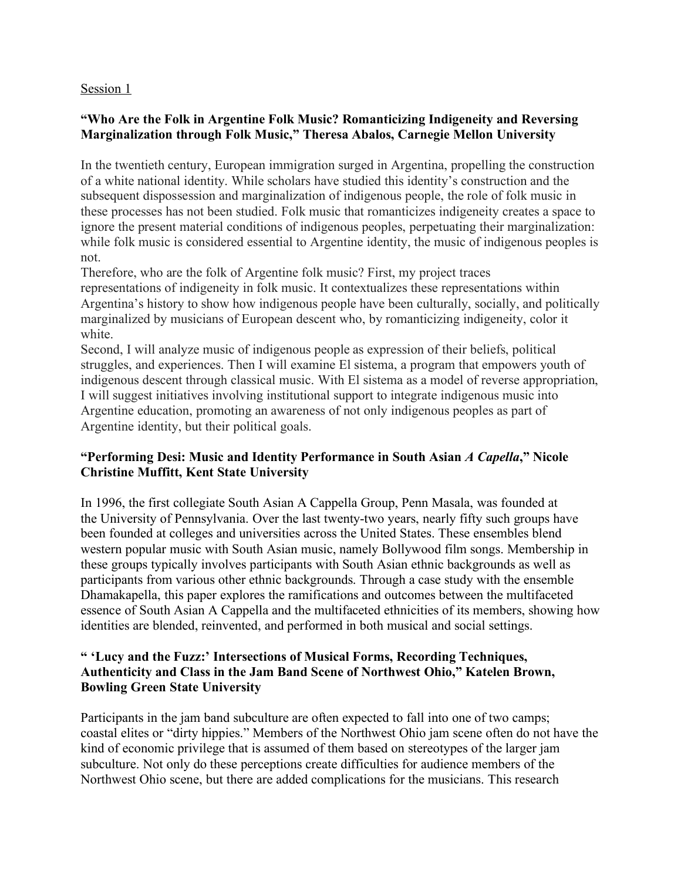Session 1

**"Who Are the Folk in Argentine Folk Music? Romanticizing Indigeneity and Reversing Marginalization through Folk Music," Theresa Abalos, Carnegie Mellon University**

In the twentieth century, European immigration surged in Argentina, propelling the construction of a white national identity. While scholars have studied this identity's construction and the subsequent dispossession and marginalization of indigenous people, the role of folk music in these processes has not been studied. Folk music that romanticizes indigeneity creates a space to ignore the present material conditions of indigenous peoples, perpetuating their marginalization: while folk music is considered essential to Argentine identity, the music of indigenous peoples is not.

Therefore, who are the folk of Argentine folk music? First, my project traces representations of indigeneity in folk music. It contextualizes these representations within Argentina's history to show how indigenous people have been culturally, socially, and politically marginalized by musicians of European descent who, by romanticizing indigeneity, color it white.

Second, I will analyze music of indigenous people as expression of their beliefs, political struggles, and experiences. Then I will examine El sistema, a program that empowers youth of indigenous descent through classical music. With El sistema as a model of reverse appropriation, I will suggest initiatives involving institutional support to integrate indigenous music into Argentine education, promoting an awareness of not only indigenous peoples as part of Argentine identity, but their political goals.

**"Performing Desi: Music and Identity Performance in South Asian *A Capella*," Nicole Christine Muffitt, Kent State University**

In 1996, the first collegiate South Asian A Cappella Group, Penn Masala, was founded at the University of Pennsylvania. Over the last twenty-two years, nearly fifty such groups have been founded at colleges and universities across the United States. These ensembles blend western popular music with South Asian music, namely Bollywood film songs. Membership in these groups typically involves participants with South Asian ethnic backgrounds as well as participants from various other ethnic backgrounds. Through a case study with the ensemble Dhamakapella, this paper explores the ramifications and outcomes between the multifaceted essence of South Asian A Cappella and the multifaceted ethnicities of its members, showing how identities are blended, reinvented, and performed in both musical and social settings.

**" 'Lucy and the Fuzz:' Intersections of Musical Forms, Recording Techniques, Authenticity and Class in the Jam Band Scene of Northwest Ohio," Katelen Brown, Bowling Green State University**

Participants in the jam band subculture are often expected to fall into one of two camps; coastal elites or "dirty hippies." Members of the Northwest Ohio jam scene often do not have the kind of economic privilege that is assumed of them based on stereotypes of the larger jam subculture. Not only do these perceptions create difficulties for audience members of the Northwest Ohio scene, but there are added complications for the musicians. This research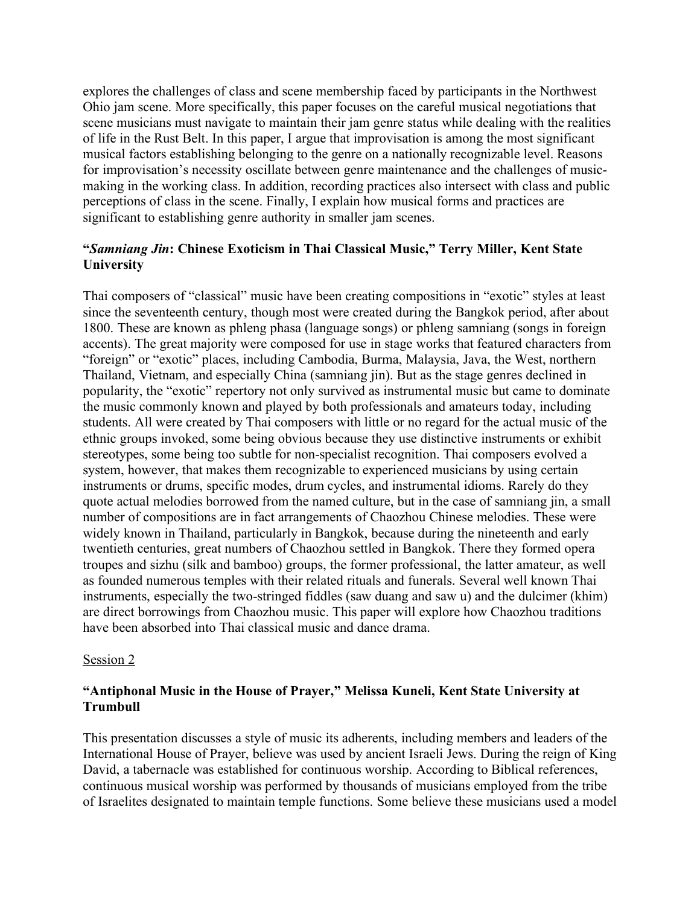explores the challenges of class and scene membership faced by participants in the Northwest Ohio jam scene. More specifically, this paper focuses on the careful musical negotiations that scene musicians must navigate to maintain their jam genre status while dealing with the realities of life in the Rust Belt. In this paper, I argue that improvisation is among the most significant musical factors establishing belonging to the genre on a nationally recognizable level. Reasons for improvisation's necessity oscillate between genre maintenance and the challenges of music-making in the working class. In addition, recording practices also intersect with class and public perceptions of class in the scene. Finally, I explain how musical forms and practices are significant to establishing genre authority in smaller jam scenes.

### "*Samniang Jin*: Chinese Exoticism in Thai Classical Music," Terry Miller, Kent State University

Thai composers of "classical" music have been creating compositions in "exotic" styles at least since the seventeenth century, though most were created during the Bangkok period, after about 1800. These are known as phleng phasa (language songs) or phleng samniang (songs in foreign accents). The great majority were composed for use in stage works that featured characters from "foreign" or "exotic" places, including Cambodia, Burma, Malaysia, Java, the West, northern Thailand, Vietnam, and especially China (samniang jin). But as the stage genres declined in popularity, the "exotic" repertory not only survived as instrumental music but came to dominate the music commonly known and played by both professionals and amateurs today, including students. All were created by Thai composers with little or no regard for the actual music of the ethnic groups invoked, some being obvious because they use distinctive instruments or exhibit stereotypes, some being too subtle for non-specialist recognition. Thai composers evolved a system, however, that makes them recognizable to experienced musicians by using certain instruments or drums, specific modes, drum cycles, and instrumental idioms. Rarely do they quote actual melodies borrowed from the named culture, but in the case of samniang jin, a small number of compositions are in fact arrangements of Chaozhou Chinese melodies. These were widely known in Thailand, particularly in Bangkok, because during the nineteenth and early twentieth centuries, great numbers of Chaozhou settled in Bangkok. There they formed opera troupes and sizhu (silk and bamboo) groups, the former professional, the latter amateur, as well as founded numerous temples with their related rituals and funerals. Several well known Thai instruments, especially the two-stringed fiddles (saw duang and saw u) and the dulcimer (khim) are direct borrowings from Chaozhou music. This paper will explore how Chaozhou traditions have been absorbed into Thai classical music and dance drama.

## Session 2

### "Antiphonal Music in the House of Prayer," Melissa Kuneli, Kent State University at Trumbull

This presentation discusses a style of music its adherents, including members and leaders of the International House of Prayer, believe was used by ancient Israeli Jews. During the reign of King David, a tabernacle was established for continuous worship. According to Biblical references, continuous musical worship was performed by thousands of musicians employed from the tribe of Israelites designated to maintain temple functions. Some believe these musicians used a model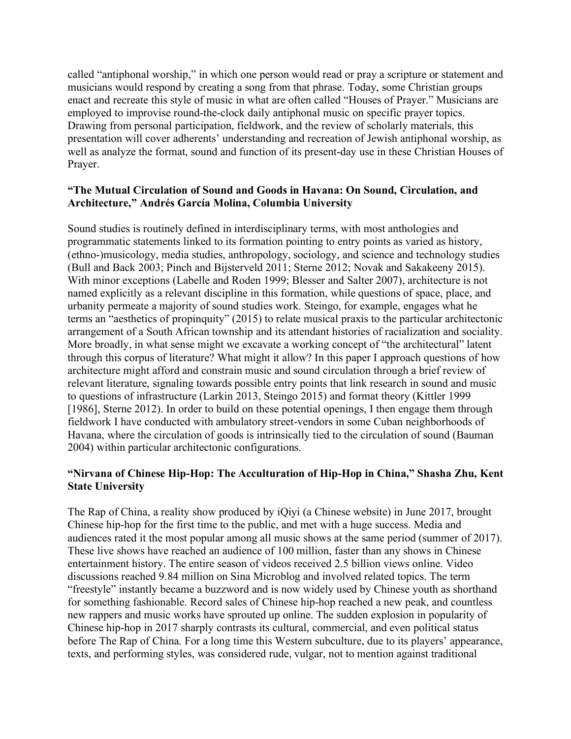called "antiphonal worship," in which one person would read or pray a scripture or statement and musicians would respond by creating a song from that phrase. Today, some Christian groups enact and recreate this style of music in what are often called "Houses of Prayer." Musicians are employed to improvise round-the-clock daily antiphonal music on specific prayer topics. Drawing from personal participation, fieldwork, and the review of scholarly materials, this presentation will cover adherents' understanding and recreation of Jewish antiphonal worship, as well as analyze the format, sound and function of its present-day use in these Christian Houses of Prayer.

**"The Mutual Circulation of Sound and Goods in Havana: On Sound, Circulation, and Architecture," Andrés García Molina, Columbia University**

Sound studies is routinely defined in interdisciplinary terms, with most anthologies and programmatic statements linked to its formation pointing to entry points as varied as history, (ethno-)musicology, media studies, anthropology, sociology, and science and technology studies (Bull and Back 2003; Pinch and Bijsterveld 2011; Sterne 2012; Novak and Sakakeeny 2015). With minor exceptions (Labelle and Roden 1999; Blesser and Salter 2007), architecture is not named explicitly as a relevant discipline in this formation, while questions of space, place, and urbanity permeate a majority of sound studies work. Steingo, for example, engages what he terms an "aesthetics of propinquity" (2015) to relate musical praxis to the particular architectonic arrangement of a South African township and its attendant histories of racialization and sociality. More broadly, in what sense might we excavate a working concept of "the architectural" latent through this corpus of literature? What might it allow? In this paper I approach questions of how architecture might afford and constrain music and sound circulation through a brief review of relevant literature, signaling towards possible entry points that link research in sound and music to questions of infrastructure (Larkin 2013, Steingo 2015) and format theory (Kittler 1999 [1986], Sterne 2012). In order to build on these potential openings, I then engage them through fieldwork I have conducted with ambulatory street-vendors in some Cuban neighborhoods of Havana, where the circulation of goods is intrinsically tied to the circulation of sound (Bauman 2004) within particular architectonic configurations.

**"Nirvana of Chinese Hip-Hop: The Acculturation of Hip-Hop in China," Shasha Zhu, Kent State University**

The Rap of China, a reality show produced by iQiyi (a Chinese website) in June 2017, brought Chinese hip-hop for the first time to the public, and met with a huge success. Media and audiences rated it the most popular among all music shows at the same period (summer of 2017). These live shows have reached an audience of 100 million, faster than any shows in Chinese entertainment history. The entire season of videos received 2.5 billion views online. Video discussions reached 9.84 million on Sina Microblog and involved related topics. The term "freestyle" instantly became a buzzword and is now widely used by Chinese youth as shorthand for something fashionable. Record sales of Chinese hip-hop reached a new peak, and countless new rappers and music works have sprouted up online. The sudden explosion in popularity of Chinese hip-hop in 2017 sharply contrasts its cultural, commercial, and even political status before The Rap of China. For a long time this Western subculture, due to its players' appearance, texts, and performing styles, was considered rude, vulgar, not to mention against traditional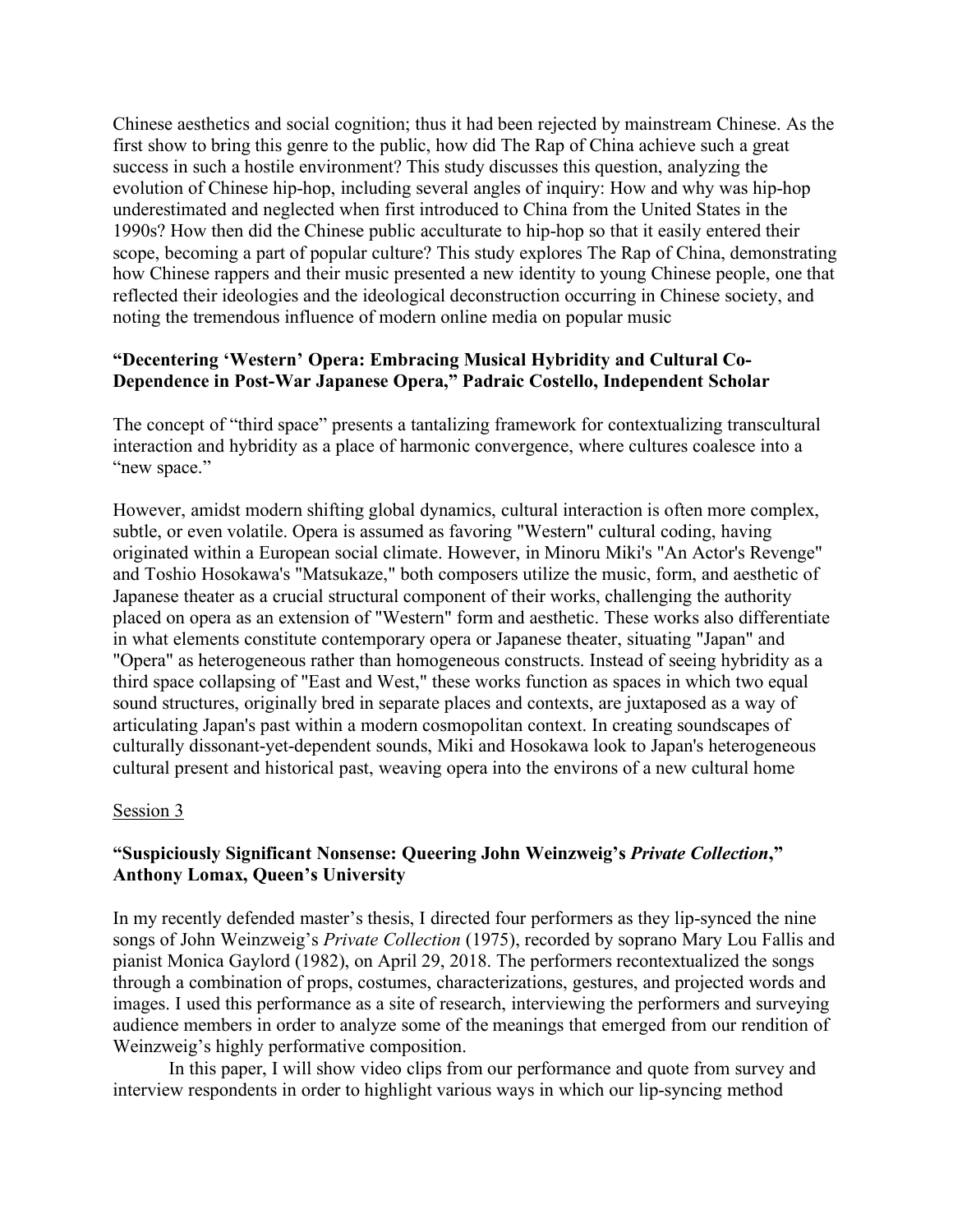Chinese aesthetics and social cognition; thus it had been rejected by mainstream Chinese. As the first show to bring this genre to the public, how did The Rap of China achieve such a great success in such a hostile environment? This study discusses this question, analyzing the evolution of Chinese hip-hop, including several angles of inquiry: How and why was hip-hop underestimated and neglected when first introduced to China from the United States in the 1990s? How then did the Chinese public acculturate to hip-hop so that it easily entered their scope, becoming a part of popular culture? This study explores The Rap of China, demonstrating how Chinese rappers and their music presented a new identity to young Chinese people, one that reflected their ideologies and the ideological deconstruction occurring in Chinese society, and noting the tremendous influence of modern online media on popular music

**"Decentering 'Western' Opera: Embracing Musical Hybridity and Cultural Co-Dependence in Post-War Japanese Opera," Padraic Costello, Independent Scholar**

The concept of "third space" presents a tantalizing framework for contextualizing transcultural interaction and hybridity as a place of harmonic convergence, where cultures coalesce into a "new space."

However, amidst modern shifting global dynamics, cultural interaction is often more complex, subtle, or even volatile. Opera is assumed as favoring "Western" cultural coding, having originated within a European social climate. However, in Minoru Miki's "An Actor's Revenge" and Toshio Hosokawa's "Matsukaze," both composers utilize the music, form, and aesthetic of Japanese theater as a crucial structural component of their works, challenging the authority placed on opera as an extension of "Western" form and aesthetic. These works also differentiate in what elements constitute contemporary opera or Japanese theater, situating "Japan" and "Opera" as heterogeneous rather than homogeneous constructs. Instead of seeing hybridity as a third space collapsing of "East and West," these works function as spaces in which two equal sound structures, originally bred in separate places and contexts, are juxtaposed as a way of articulating Japan's past within a modern cosmopolitan context. In creating soundscapes of culturally dissonant-yet-dependent sounds, Miki and Hosokawa look to Japan's heterogeneous cultural present and historical past, weaving opera into the environs of a new cultural home

Session 3

**"Suspiciously Significant Nonsense: Queering John Weinzweig's *Private Collection*," Anthony Lomax, Queen's University**

In my recently defended master's thesis, I directed four performers as they lip-synced the nine songs of John Weinzweig's *Private Collection* (1975), recorded by soprano Mary Lou Fallis and pianist Monica Gaylord (1982), on April 29, 2018. The performers recontextualized the songs through a combination of props, costumes, characterizations, gestures, and projected words and images. I used this performance as a site of research, interviewing the performers and surveying audience members in order to analyze some of the meanings that emerged from our rendition of Weinzweig's highly performative composition.

In this paper, I will show video clips from our performance and quote from survey and interview respondents in order to highlight various ways in which our lip-syncing method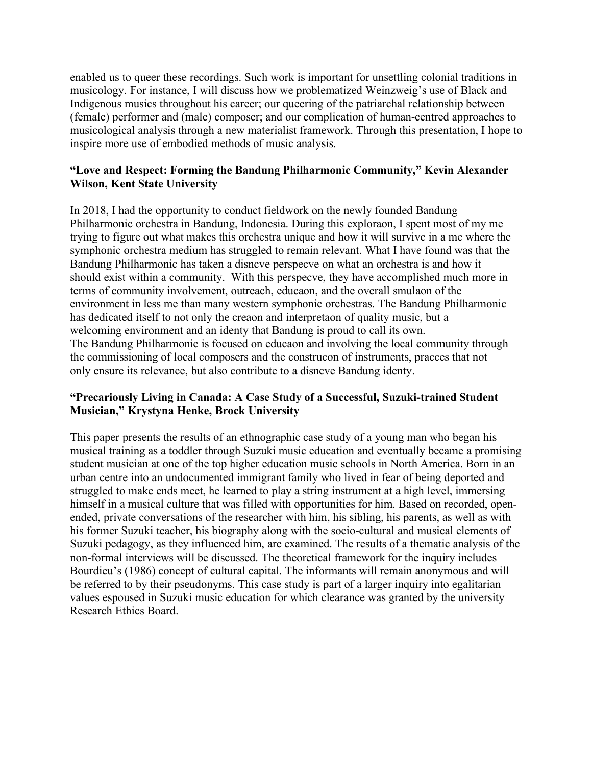enabled us to queer these recordings. Such work is important for unsettling colonial traditions in musicology. For instance, I will discuss how we problematized Weinzweig's use of Black and Indigenous musics throughout his career; our queering of the patriarchal relationship between (female) performer and (male) composer; and our complication of human-centred approaches to musicological analysis through a new materialist framework. Through this presentation, I hope to inspire more use of embodied methods of music analysis.

**"Love and Respect: Forming the Bandung Philharmonic Community," Kevin Alexander Wilson, Kent State University**

In 2018, I had the opportunity to conduct fieldwork on the newly founded Bandung Philharmonic orchestra in Bandung, Indonesia. During this exploraon, I spent most of my me trying to figure out what makes this orchestra unique and how it will survive in a me where the symphonic orchestra medium has struggled to remain relevant. What I have found was that the Bandung Philharmonic has taken a disncve perspecve on what an orchestra is and how it should exist within a community. With this perspecve, they have accomplished much more in terms of community involvement, outreach, educaon, and the overall smulaon of the environment in less me than many western symphonic orchestras. The Bandung Philharmonic has dedicated itself to not only the creaon and interpretaon of quality music, but a welcoming environment and an identy that Bandung is proud to call its own.
The Bandung Philharmonic is focused on educaon and involving the local community through the commissioning of local composers and the construcon of instruments, pracces that not only ensure its relevance, but also contribute to a disncve Bandung identy.

**"Precariously Living in Canada: A Case Study of a Successful, Suzuki-trained Student Musician," Krystyna Henke, Brock University**

This paper presents the results of an ethnographic case study of a young man who began his musical training as a toddler through Suzuki music education and eventually became a promising student musician at one of the top higher education music schools in North America. Born in an urban centre into an undocumented immigrant family who lived in fear of being deported and struggled to make ends meet, he learned to play a string instrument at a high level, immersing himself in a musical culture that was filled with opportunities for him. Based on recorded, open-ended, private conversations of the researcher with him, his sibling, his parents, as well as with his former Suzuki teacher, his biography along with the socio-cultural and musical elements of Suzuki pedagogy, as they influenced him, are examined. The results of a thematic analysis of the non-formal interviews will be discussed. The theoretical framework for the inquiry includes Bourdieu's (1986) concept of cultural capital. The informants will remain anonymous and will be referred to by their pseudonyms. This case study is part of a larger inquiry into egalitarian values espoused in Suzuki music education for which clearance was granted by the university Research Ethics Board.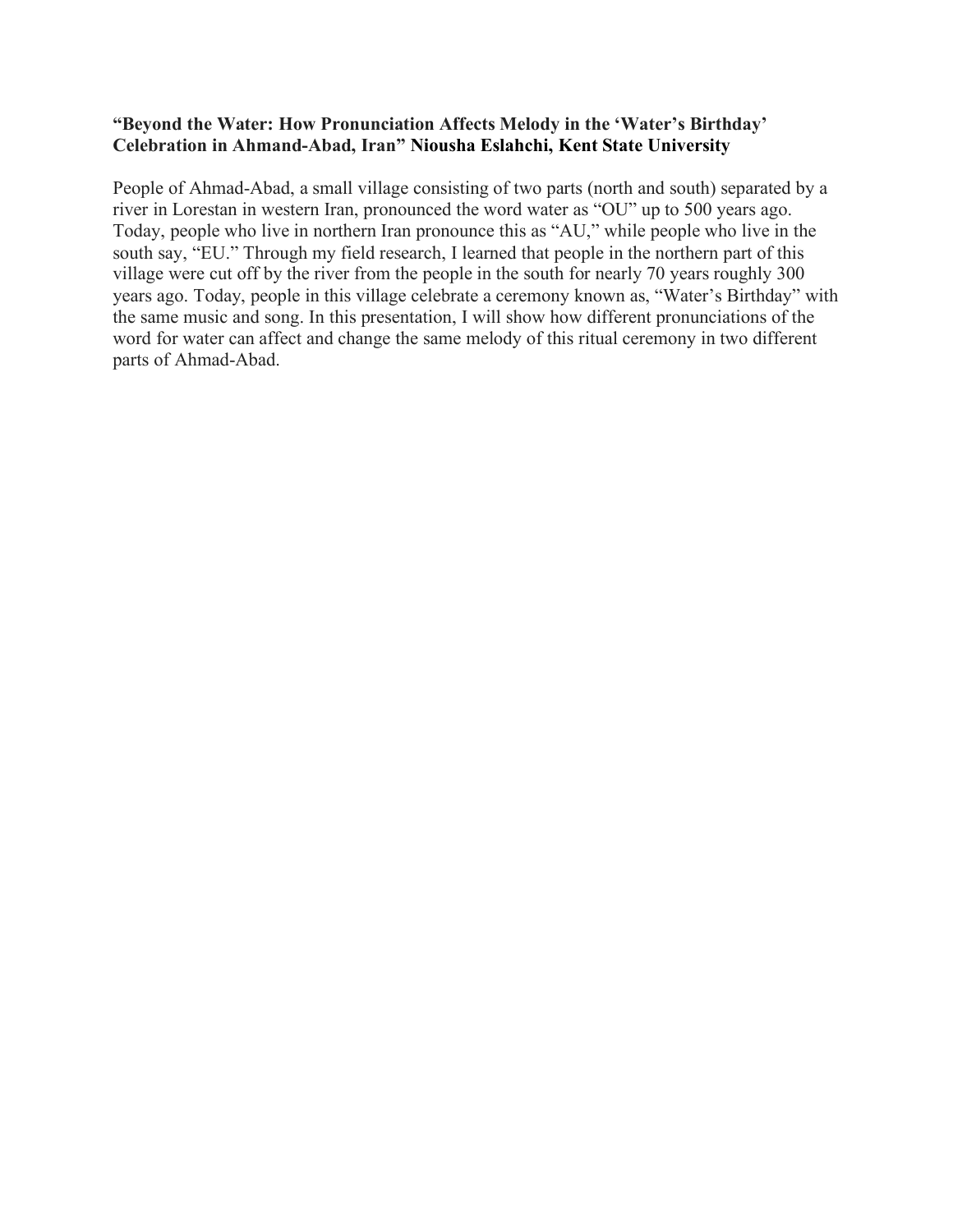**“Beyond the Water: How Pronunciation Affects Melody in the ‘Water’s Birthday’ Celebration in Ahmand-Abad, Iran” Niousha Eslahchi, Kent State University**

People of Ahmad-Abad, a small village consisting of two parts (north and south) separated by a river in Lorestan in western Iran, pronounced the word water as “OU” up to 500 years ago. Today, people who live in northern Iran pronounce this as “AU,” while people who live in the south say, “EU.” Through my field research, I learned that people in the northern part of this village were cut off by the river from the people in the south for nearly 70 years roughly 300 years ago. Today, people in this village celebrate a ceremony known as, “Water’s Birthday” with the same music and song. In this presentation, I will show how different pronunciations of the word for water can affect and change the same melody of this ritual ceremony in two different parts of Ahmad-Abad.